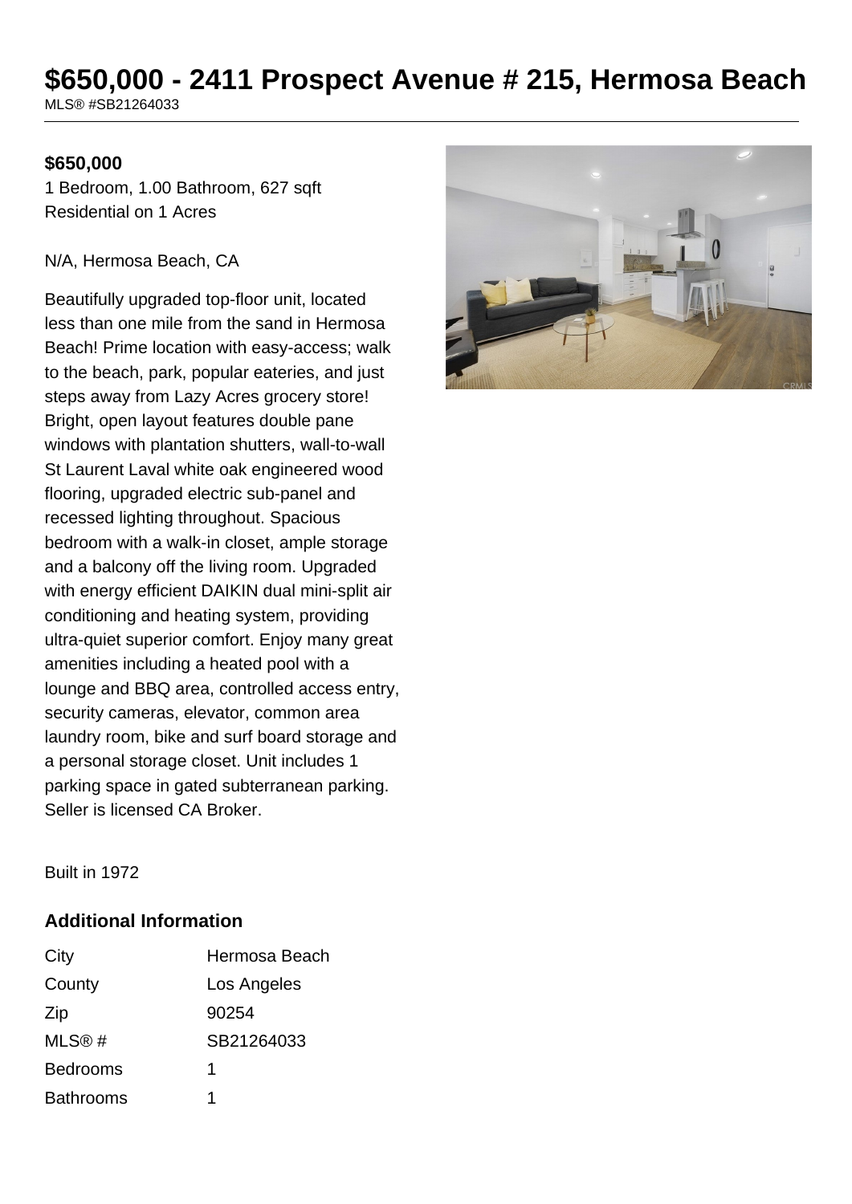# $650,000 - 2411 Prospect Avenue # 215, Hermosa Beach

MLS® #SB21264033

**$650,000**

1 Bedroom, 1.00 Bathroom, 627 sqft
Residential on 1 Acres

N/A, Hermosa Beach, CA

Beautifully upgraded top-floor unit, located less than one mile from the sand in Hermosa Beach! Prime location with easy-access; walk to the beach, park, popular eateries, and just steps away from Lazy Acres grocery store! Bright, open layout features double pane windows with plantation shutters, wall-to-wall St Laurent Laval white oak engineered wood flooring, upgraded electric sub-panel and recessed lighting throughout. Spacious bedroom with a walk-in closet, ample storage and a balcony off the living room. Upgraded with energy efficient DAIKIN dual mini-split air conditioning and heating system, providing ultra-quiet superior comfort. Enjoy many great amenities including a heated pool with a lounge and BBQ area, controlled access entry, security cameras, elevator, common area laundry room, bike and surf board storage and a personal storage closet. Unit includes 1 parking space in gated subterranean parking. Seller is licensed CA Broker.

Built in 1972

## Additional Information

| | |
|---|---|
| City | Hermosa Beach |
| County | Los Angeles |
| Zip | 90254 |
| MLS® # | SB21264033 |
| Bedrooms | 1 |
| Bathrooms | 1 |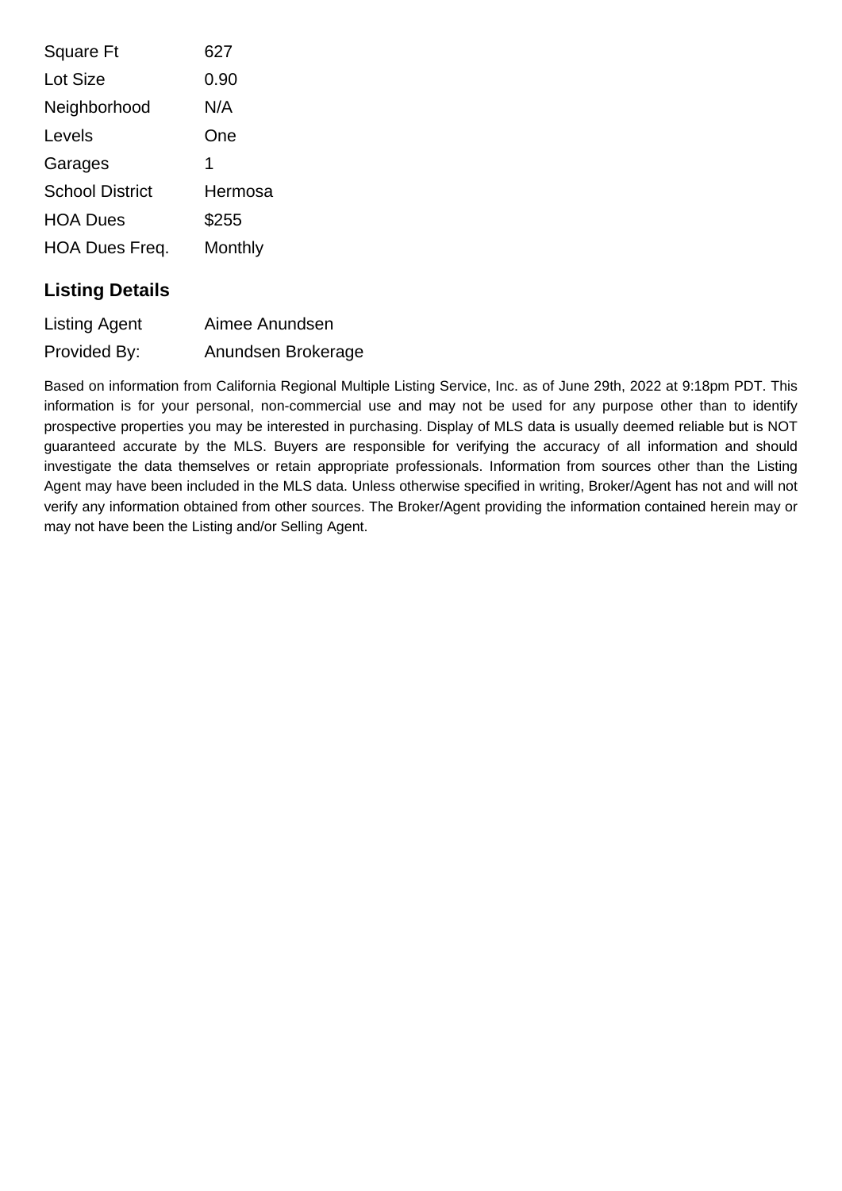| | |
|---|---|
| Square Ft | 627 |
| Lot Size | 0.90 |
| Neighborhood | N/A |
| Levels | One |
| Garages | 1 |
| School District | Hermosa |
| HOA Dues | $255 |
| HOA Dues Freq. | Monthly |

## Listing Details

| | |
|---|---|
| Listing Agent | Aimee Anundsen |
| Provided By: | Anundsen Brokerage |

Based on information from California Regional Multiple Listing Service, Inc. as of June 29th, 2022 at 9:18pm PDT. This information is for your personal, non-commercial use and may not be used for any purpose other than to identify prospective properties you may be interested in purchasing. Display of MLS data is usually deemed reliable but is NOT guaranteed accurate by the MLS. Buyers are responsible for verifying the accuracy of all information and should investigate the data themselves or retain appropriate professionals. Information from sources other than the Listing Agent may have been included in the MLS data. Unless otherwise specified in writing, Broker/Agent has not and will not verify any information obtained from other sources. The Broker/Agent providing the information contained herein may or may not have been the Listing and/or Selling Agent.